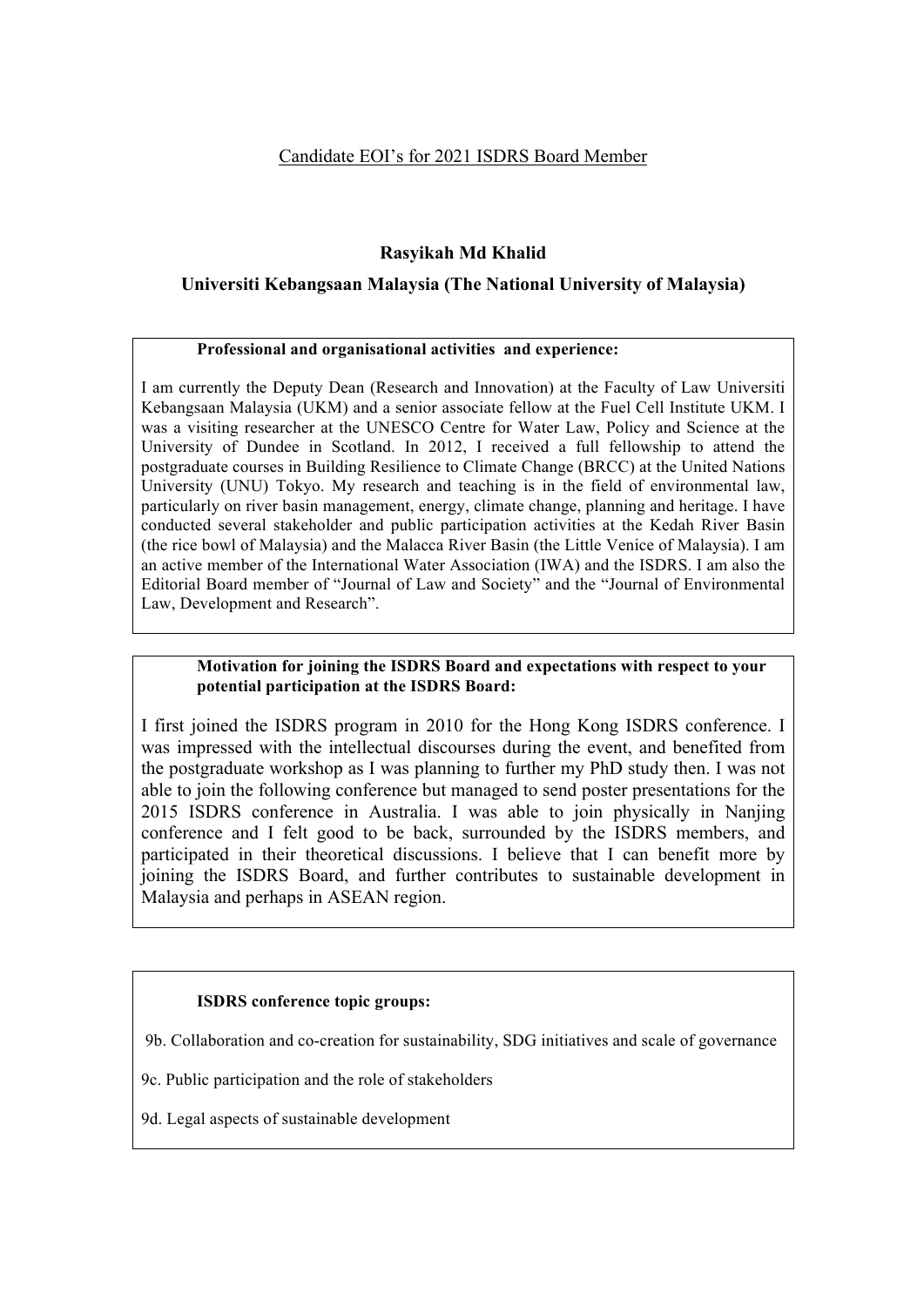Candidate EOI's for 2021 ISDRS Board Member

## Rasyikah Md Khalid

### Universiti Kebangsaan Malaysia (The National University of Malaysia)

**Professional and organisational activities and experience:**

I am currently the Deputy Dean (Research and Innovation) at the Faculty of Law Universiti Kebangsaan Malaysia (UKM) and a senior associate fellow at the Fuel Cell Institute UKM. I was a visiting researcher at the UNESCO Centre for Water Law, Policy and Science at the University of Dundee in Scotland. In 2012, I received a full fellowship to attend the postgraduate courses in Building Resilience to Climate Change (BRCC) at the United Nations University (UNU) Tokyo. My research and teaching is in the field of environmental law, particularly on river basin management, energy, climate change, planning and heritage. I have conducted several stakeholder and public participation activities at the Kedah River Basin (the rice bowl of Malaysia) and the Malacca River Basin (the Little Venice of Malaysia). I am an active member of the International Water Association (IWA) and the ISDRS. I am also the Editorial Board member of "Journal of Law and Society" and the "Journal of Environmental Law, Development and Research".

**Motivation for joining the ISDRS Board and expectations with respect to your potential participation at the ISDRS Board:**

I first joined the ISDRS program in 2010 for the Hong Kong ISDRS conference. I was impressed with the intellectual discourses during the event, and benefited from the postgraduate workshop as I was planning to further my PhD study then. I was not able to join the following conference but managed to send poster presentations for the 2015 ISDRS conference in Australia. I was able to join physically in Nanjing conference and I felt good to be back, surrounded by the ISDRS members, and participated in their theoretical discussions. I believe that I can benefit more by joining the ISDRS Board, and further contributes to sustainable development in Malaysia and perhaps in ASEAN region.

**ISDRS conference topic groups:**

9b. Collaboration and co-creation for sustainability, SDG initiatives and scale of governance

9c. Public participation and the role of stakeholders

9d. Legal aspects of sustainable development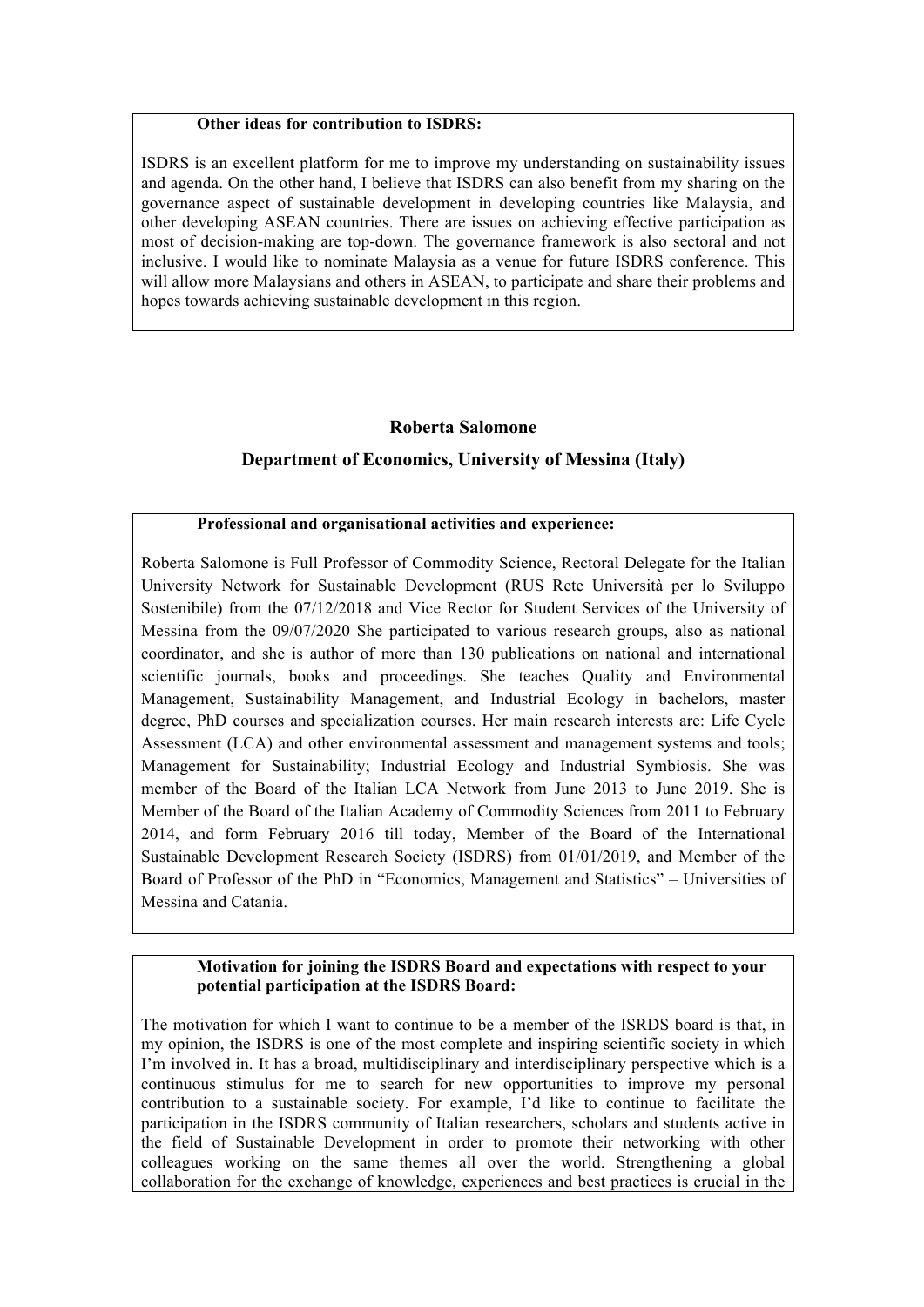**Other ideas for contribution to ISDRS:**

ISDRS is an excellent platform for me to improve my understanding on sustainability issues and agenda. On the other hand, I believe that ISDRS can also benefit from my sharing on the governance aspect of sustainable development in developing countries like Malaysia, and other developing ASEAN countries. There are issues on achieving effective participation as most of decision-making are top-down. The governance framework is also sectoral and not inclusive. I would like to nominate Malaysia as a venue for future ISDRS conference. This will allow more Malaysians and others in ASEAN, to participate and share their problems and hopes towards achieving sustainable development in this region.

## Roberta Salomone

### Department of Economics, University of Messina (Italy)

**Professional and organisational activities and experience:**

Roberta Salomone is Full Professor of Commodity Science, Rectoral Delegate for the Italian University Network for Sustainable Development (RUS Rete Università per lo Sviluppo Sostenibile) from the 07/12/2018 and Vice Rector for Student Services of the University of Messina from the 09/07/2020 She participated to various research groups, also as national coordinator, and she is author of more than 130 publications on national and international scientific journals, books and proceedings. She teaches Quality and Environmental Management, Sustainability Management, and Industrial Ecology in bachelors, master degree, PhD courses and specialization courses. Her main research interests are: Life Cycle Assessment (LCA) and other environmental assessment and management systems and tools; Management for Sustainability; Industrial Ecology and Industrial Symbiosis. She was member of the Board of the Italian LCA Network from June 2013 to June 2019. She is Member of the Board of the Italian Academy of Commodity Sciences from 2011 to February 2014, and form February 2016 till today, Member of the Board of the International Sustainable Development Research Society (ISDRS) from 01/01/2019, and Member of the Board of Professor of the PhD in "Economics, Management and Statistics" – Universities of Messina and Catania.

**Motivation for joining the ISDRS Board and expectations with respect to your potential participation at the ISDRS Board:**

The motivation for which I want to continue to be a member of the ISRDS board is that, in my opinion, the ISDRS is one of the most complete and inspiring scientific society in which I'm involved in. It has a broad, multidisciplinary and interdisciplinary perspective which is a continuous stimulus for me to search for new opportunities to improve my personal contribution to a sustainable society. For example, I'd like to continue to facilitate the participation in the ISDRS community of Italian researchers, scholars and students active in the field of Sustainable Development in order to promote their networking with other colleagues working on the same themes all over the world. Strengthening a global collaboration for the exchange of knowledge, experiences and best practices is crucial in the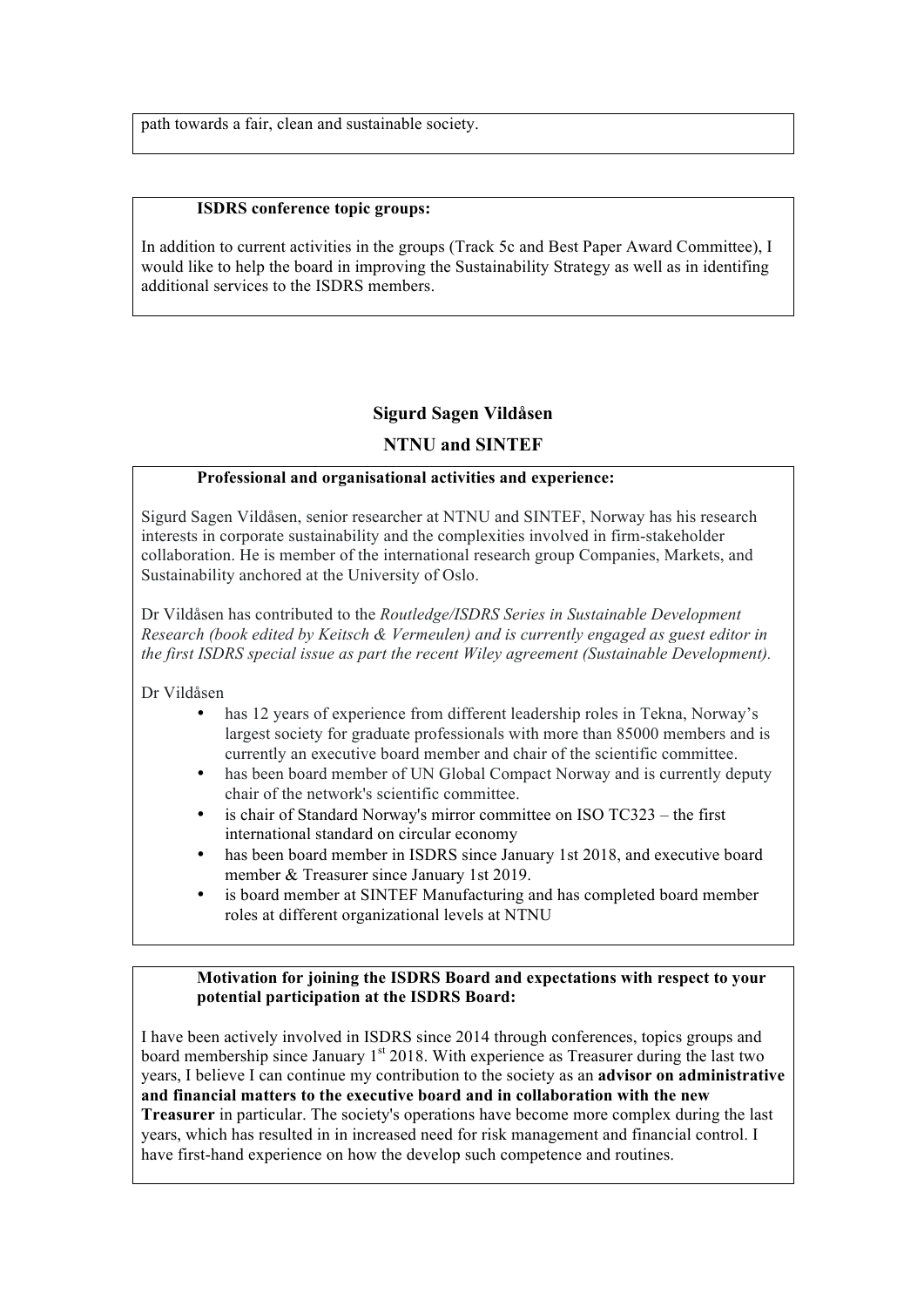path towards a fair, clean and sustainable society.

**ISDRS conference topic groups:**

In addition to current activities in the groups (Track 5c and Best Paper Award Committee), I would like to help the board in improving the Sustainability Strategy as well as in identifing additional services to the ISDRS members.

## Sigurd Sagen Vildåsen

## NTNU and SINTEF

**Professional and organisational activities and experience:**

Sigurd Sagen Vildåsen, senior researcher at NTNU and SINTEF, Norway has his research interests in corporate sustainability and the complexities involved in firm-stakeholder collaboration. He is member of the international research group Companies, Markets, and Sustainability anchored at the University of Oslo.

Dr Vildåsen has contributed to the *Routledge/ISDRS Series in Sustainable Development Research (book edited by Keitsch & Vermeulen) and is currently engaged as guest editor in the first ISDRS special issue as part the recent Wiley agreement (Sustainable Development).*

Dr Vildåsen

- has 12 years of experience from different leadership roles in Tekna, Norway's largest society for graduate professionals with more than 85000 members and is currently an executive board member and chair of the scientific committee.
- has been board member of UN Global Compact Norway and is currently deputy chair of the network's scientific committee.
- is chair of Standard Norway's mirror committee on ISO TC323 – the first international standard on circular economy
- has been board member in ISDRS since January 1st 2018, and executive board member & Treasurer since January 1st 2019.
- is board member at SINTEF Manufacturing and has completed board member roles at different organizational levels at NTNU

**Motivation for joining the ISDRS Board and expectations with respect to your potential participation at the ISDRS Board:**

I have been actively involved in ISDRS since 2014 through conferences, topics groups and board membership since January 1st 2018. With experience as Treasurer during the last two years, I believe I can continue my contribution to the society as an **advisor on administrative and financial matters to the executive board and in collaboration with the new Treasurer** in particular. The society's operations have become more complex during the last years, which has resulted in in increased need for risk management and financial control. I have first-hand experience on how the develop such competence and routines.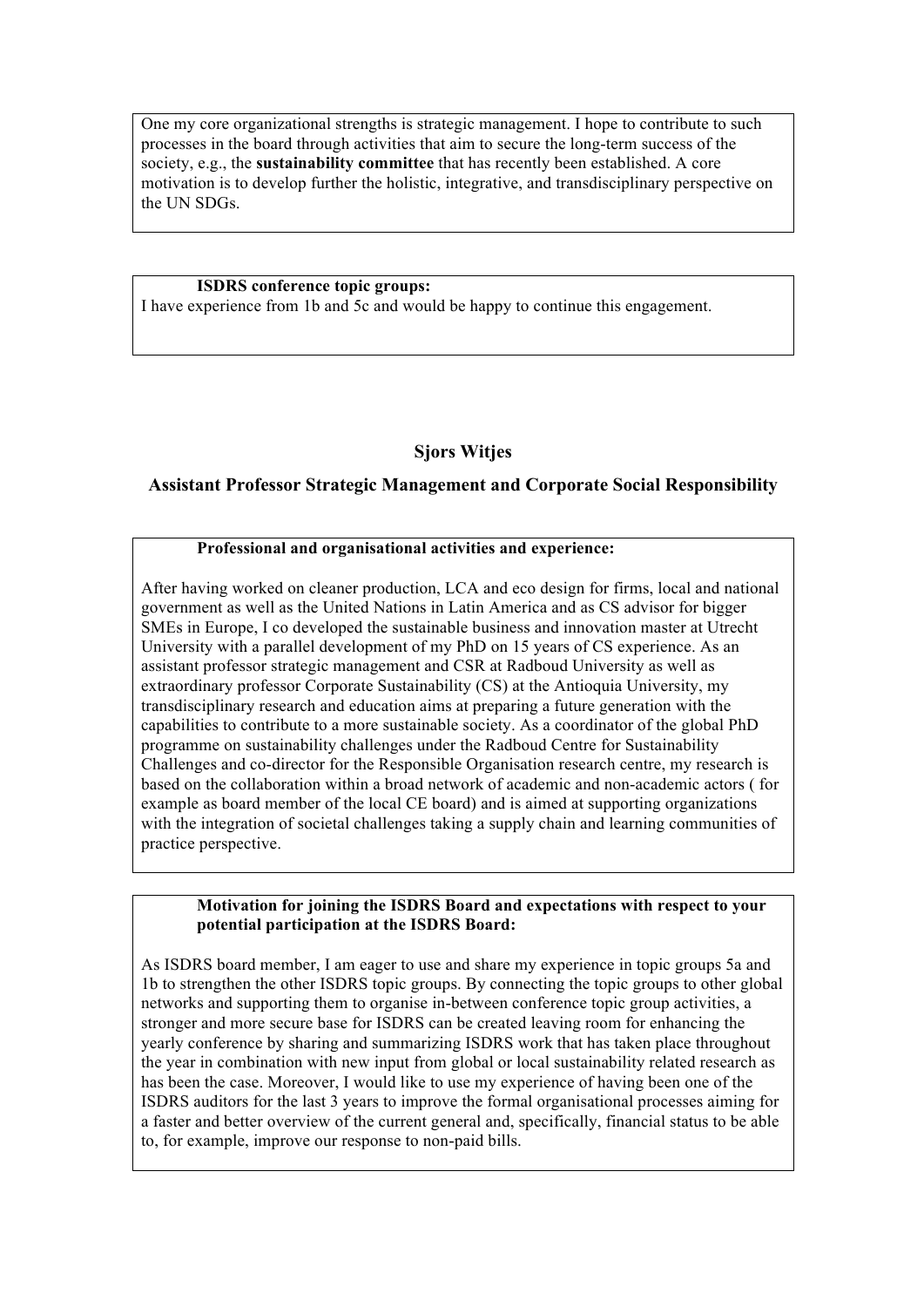One my core organizational strengths is strategic management. I hope to contribute to such processes in the board through activities that aim to secure the long-term success of the society, e.g., the **sustainability committee** that has recently been established. A core motivation is to develop further the holistic, integrative, and transdisciplinary perspective on the UN SDGs.

**ISDRS conference topic groups:**

I have experience from 1b and 5c and would be happy to continue this engagement.

## Sjors Witjes

### Assistant Professor Strategic Management and Corporate Social Responsibility

**Professional and organisational activities and experience:**

After having worked on cleaner production, LCA and eco design for firms, local and national government as well as the United Nations in Latin America and as CS advisor for bigger SMEs in Europe, I co developed the sustainable business and innovation master at Utrecht University with a parallel development of my PhD on 15 years of CS experience. As an assistant professor strategic management and CSR at Radboud University as well as extraordinary professor Corporate Sustainability (CS) at the Antioquia University, my transdisciplinary research and education aims at preparing a future generation with the capabilities to contribute to a more sustainable society. As a coordinator of the global PhD programme on sustainability challenges under the Radboud Centre for Sustainability Challenges and co-director for the Responsible Organisation research centre, my research is based on the collaboration within a broad network of academic and non-academic actors ( for example as board member of the local CE board) and is aimed at supporting organizations with the integration of societal challenges taking a supply chain and learning communities of practice perspective.

**Motivation for joining the ISDRS Board and expectations with respect to your potential participation at the ISDRS Board:**

As ISDRS board member, I am eager to use and share my experience in topic groups 5a and 1b to strengthen the other ISDRS topic groups. By connecting the topic groups to other global networks and supporting them to organise in-between conference topic group activities, a stronger and more secure base for ISDRS can be created leaving room for enhancing the yearly conference by sharing and summarizing ISDRS work that has taken place throughout the year in combination with new input from global or local sustainability related research as has been the case. Moreover, I would like to use my experience of having been one of the ISDRS auditors for the last 3 years to improve the formal organisational processes aiming for a faster and better overview of the current general and, specifically, financial status to be able to, for example, improve our response to non-paid bills.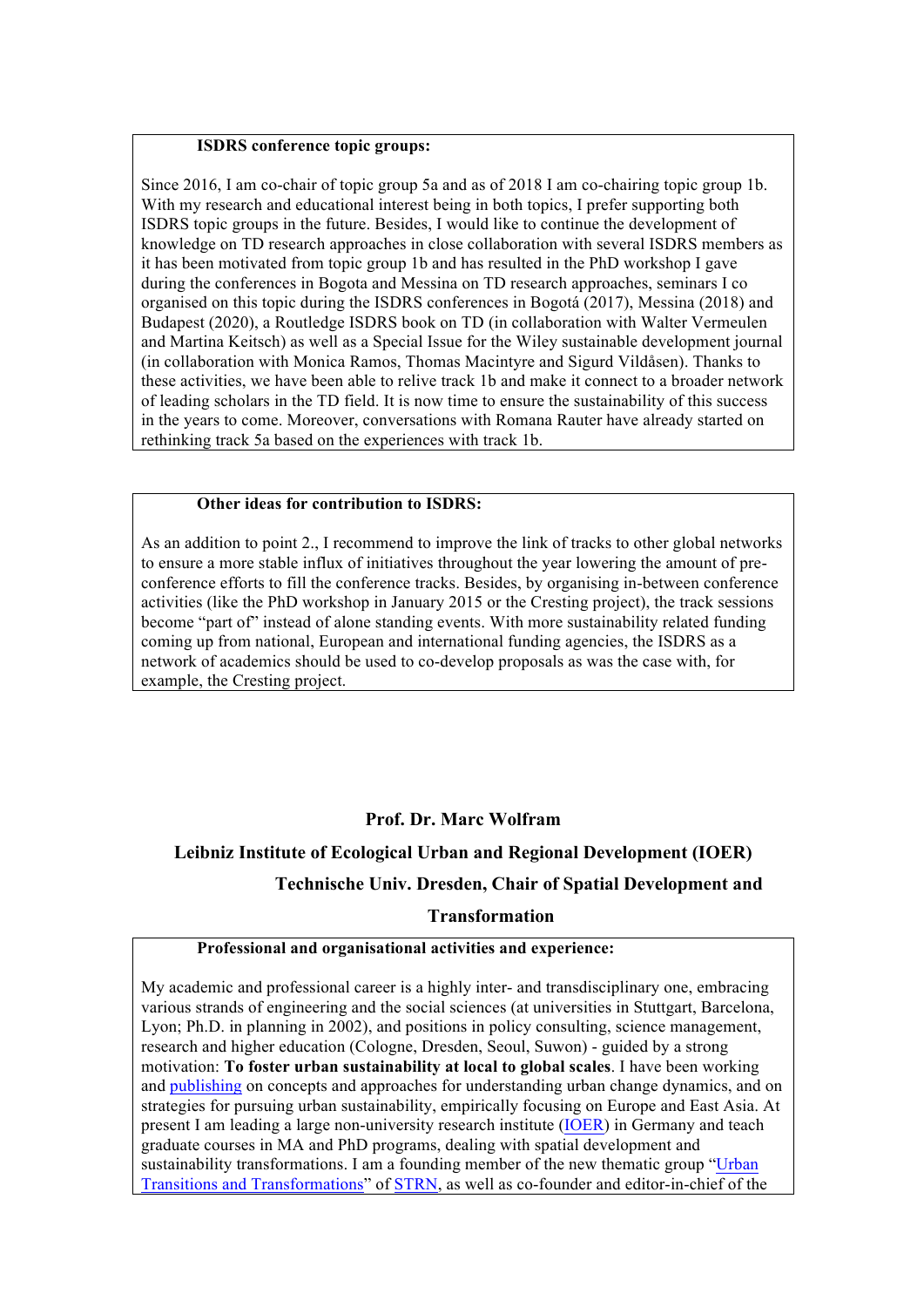**ISDRS conference topic groups:**

Since 2016, I am co-chair of topic group 5a and as of 2018 I am co-chairing topic group 1b. With my research and educational interest being in both topics, I prefer supporting both ISDRS topic groups in the future. Besides, I would like to continue the development of knowledge on TD research approaches in close collaboration with several ISDRS members as it has been motivated from topic group 1b and has resulted in the PhD workshop I gave during the conferences in Bogota and Messina on TD research approaches, seminars I co organised on this topic during the ISDRS conferences in Bogotá (2017), Messina (2018) and Budapest (2020), a Routledge ISDRS book on TD (in collaboration with Walter Vermeulen and Martina Keitsch) as well as a Special Issue for the Wiley sustainable development journal (in collaboration with Monica Ramos, Thomas Macintyre and Sigurd Vildåsen). Thanks to these activities, we have been able to relive track 1b and make it connect to a broader network of leading scholars in the TD field. It is now time to ensure the sustainability of this success in the years to come. Moreover, conversations with Romana Rauter have already started on rethinking track 5a based on the experiences with track 1b.

**Other ideas for contribution to ISDRS:**

As an addition to point 2., I recommend to improve the link of tracks to other global networks to ensure a more stable influx of initiatives throughout the year lowering the amount of pre-conference efforts to fill the conference tracks. Besides, by organising in-between conference activities (like the PhD workshop in January 2015 or the Cresting project), the track sessions become "part of" instead of alone standing events. With more sustainability related funding coming up from national, European and international funding agencies, the ISDRS as a network of academics should be used to co-develop proposals as was the case with, for example, the Cresting project.

## Prof. Dr. Marc Wolfram

## Leibniz Institute of Ecological Urban and Regional Development (IOER)

## Technische Univ. Dresden, Chair of Spatial Development and Transformation

**Professional and organisational activities and experience:**

My academic and professional career is a highly inter- and transdisciplinary one, embracing various strands of engineering and the social sciences (at universities in Stuttgart, Barcelona, Lyon; Ph.D. in planning in 2002), and positions in policy consulting, science management, research and higher education (Cologne, Dresden, Seoul, Suwon) - guided by a strong motivation: **To foster urban sustainability at local to global scales**. I have been working and publishing on concepts and approaches for understanding urban change dynamics, and on strategies for pursuing urban sustainability, empirically focusing on Europe and East Asia. At present I am leading a large non-university research institute (IOER) in Germany and teach graduate courses in MA and PhD programs, dealing with spatial development and sustainability transformations. I am a founding member of the new thematic group "Urban Transitions and Transformations" of STRN, as well as co-founder and editor-in-chief of the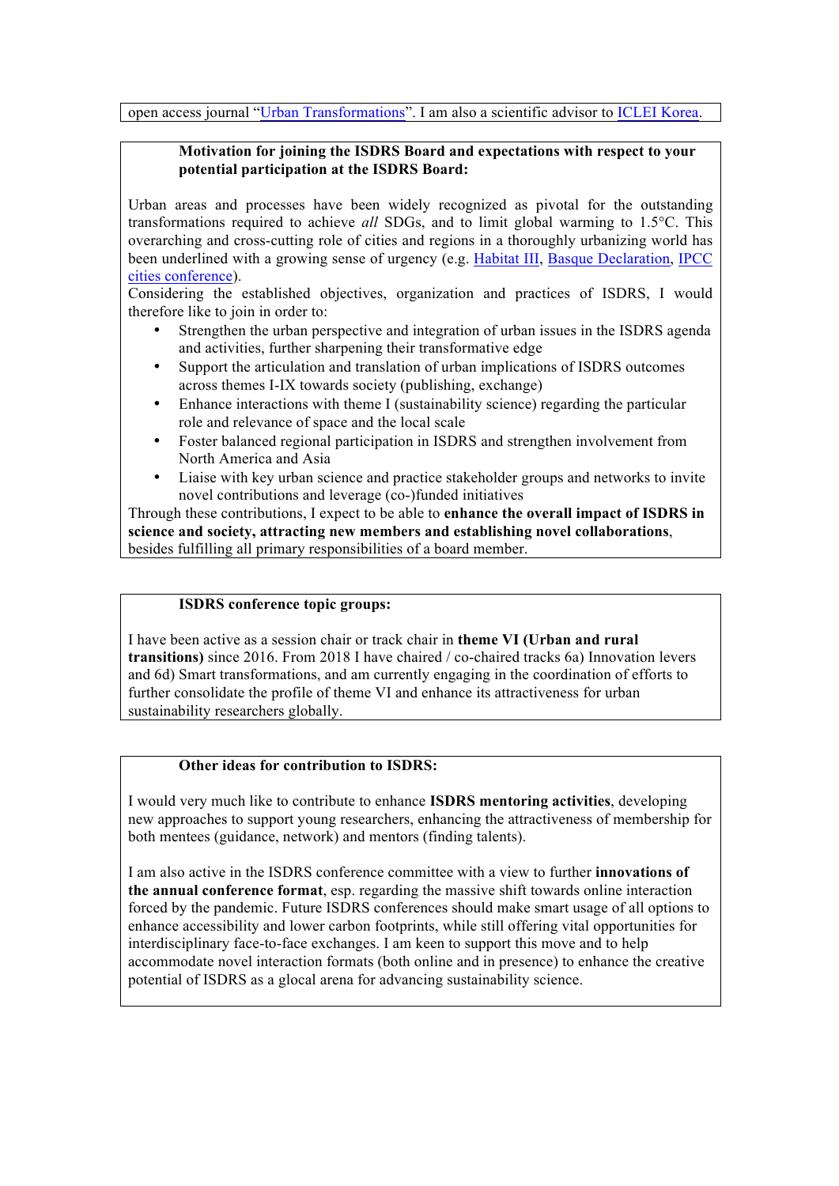open access journal "Urban Transformations". I am also a scientific advisor to ICLEI Korea.

**Motivation for joining the ISDRS Board and expectations with respect to your potential participation at the ISDRS Board:**

Urban areas and processes have been widely recognized as pivotal for the outstanding transformations required to achieve *all* SDGs, and to limit global warming to 1.5°C. This overarching and cross-cutting role of cities and regions in a thoroughly urbanizing world has been underlined with a growing sense of urgency (e.g. Habitat III, Basque Declaration, IPCC cities conference).

Considering the established objectives, organization and practices of ISDRS, I would therefore like to join in order to:

- Strengthen the urban perspective and integration of urban issues in the ISDRS agenda and activities, further sharpening their transformative edge
- Support the articulation and translation of urban implications of ISDRS outcomes across themes I-IX towards society (publishing, exchange)
- Enhance interactions with theme I (sustainability science) regarding the particular role and relevance of space and the local scale
- Foster balanced regional participation in ISDRS and strengthen involvement from North America and Asia
- Liaise with key urban science and practice stakeholder groups and networks to invite novel contributions and leverage (co-)funded initiatives

Through these contributions, I expect to be able to **enhance the overall impact of ISDRS in science and society, attracting new members and establishing novel collaborations**, besides fulfilling all primary responsibilities of a board member.

**ISDRS conference topic groups:**

I have been active as a session chair or track chair in **theme VI (Urban and rural transitions)** since 2016. From 2018 I have chaired / co-chaired tracks 6a) Innovation levers and 6d) Smart transformations, and am currently engaging in the coordination of efforts to further consolidate the profile of theme VI and enhance its attractiveness for urban sustainability researchers globally.

**Other ideas for contribution to ISDRS:**

I would very much like to contribute to enhance **ISDRS mentoring activities**, developing new approaches to support young researchers, enhancing the attractiveness of membership for both mentees (guidance, network) and mentors (finding talents).

I am also active in the ISDRS conference committee with a view to further **innovations of the annual conference format**, esp. regarding the massive shift towards online interaction forced by the pandemic. Future ISDRS conferences should make smart usage of all options to enhance accessibility and lower carbon footprints, while still offering vital opportunities for interdisciplinary face-to-face exchanges. I am keen to support this move and to help accommodate novel interaction formats (both online and in presence) to enhance the creative potential of ISDRS as a glocal arena for advancing sustainability science.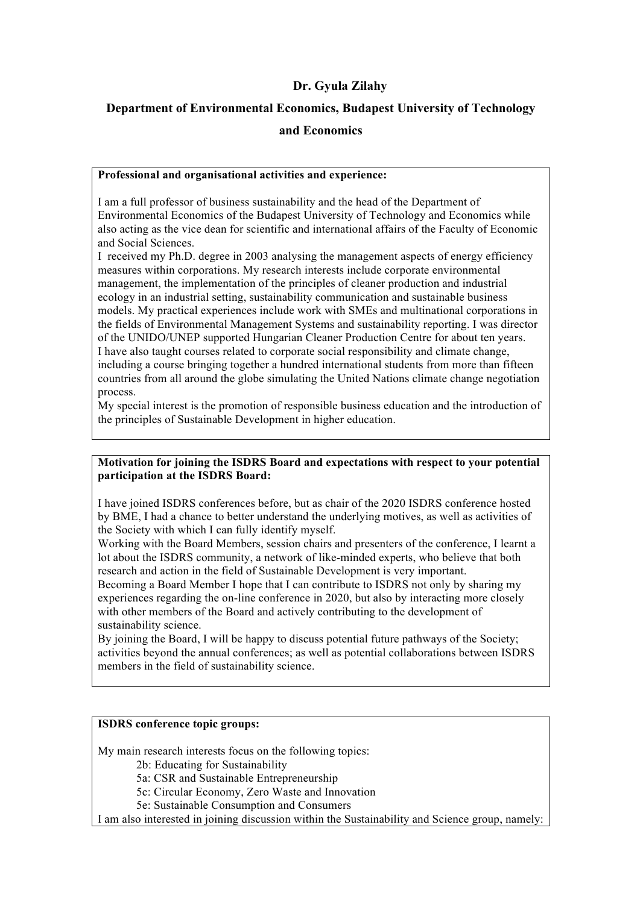**Dr. Gyula Zilahy**

**Department of Environmental Economics, Budapest University of Technology and Economics**

**Professional and organisational activities and experience:**

I am a full professor of business sustainability and the head of the Department of Environmental Economics of the Budapest University of Technology and Economics while also acting as the vice dean for scientific and international affairs of the Faculty of Economic and Social Sciences.

I received my Ph.D. degree in 2003 analysing the management aspects of energy efficiency measures within corporations. My research interests include corporate environmental management, the implementation of the principles of cleaner production and industrial ecology in an industrial setting, sustainability communication and sustainable business models. My practical experiences include work with SMEs and multinational corporations in the fields of Environmental Management Systems and sustainability reporting. I was director of the UNIDO/UNEP supported Hungarian Cleaner Production Centre for about ten years.

I have also taught courses related to corporate social responsibility and climate change, including a course bringing together a hundred international students from more than fifteen countries from all around the globe simulating the United Nations climate change negotiation process.

My special interest is the promotion of responsible business education and the introduction of the principles of Sustainable Development in higher education.

**Motivation for joining the ISDRS Board and expectations with respect to your potential participation at the ISDRS Board:**

I have joined ISDRS conferences before, but as chair of the 2020 ISDRS conference hosted by BME, I had a chance to better understand the underlying motives, as well as activities of the Society with which I can fully identify myself.

Working with the Board Members, session chairs and presenters of the conference, I learnt a lot about the ISDRS community, a network of like-minded experts, who believe that both research and action in the field of Sustainable Development is very important.

Becoming a Board Member I hope that I can contribute to ISDRS not only by sharing my experiences regarding the on-line conference in 2020, but also by interacting more closely with other members of the Board and actively contributing to the development of sustainability science.

By joining the Board, I will be happy to discuss potential future pathways of the Society; activities beyond the annual conferences; as well as potential collaborations between ISDRS members in the field of sustainability science.

**ISDRS conference topic groups:**

My main research interests focus on the following topics:

- 2b: Educating for Sustainability
- 5a: CSR and Sustainable Entrepreneurship
- 5c: Circular Economy, Zero Waste and Innovation
- 5e: Sustainable Consumption and Consumers

I am also interested in joining discussion within the Sustainability and Science group, namely: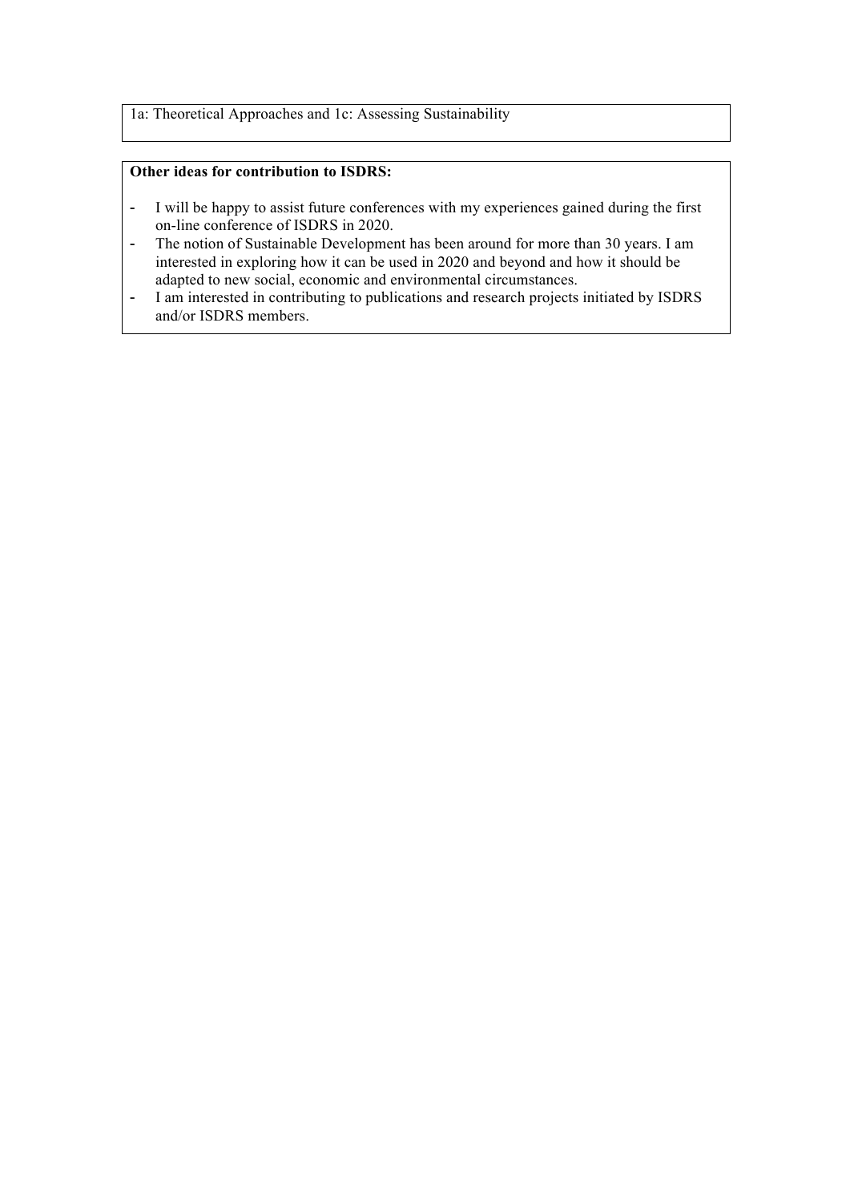1a: Theoretical Approaches and 1c: Assessing Sustainability

**Other ideas for contribution to ISDRS:**

- I will be happy to assist future conferences with my experiences gained during the first on-line conference of ISDRS in 2020.
- The notion of Sustainable Development has been around for more than 30 years. I am interested in exploring how it can be used in 2020 and beyond and how it should be adapted to new social, economic and environmental circumstances.
- I am interested in contributing to publications and research projects initiated by ISDRS and/or ISDRS members.